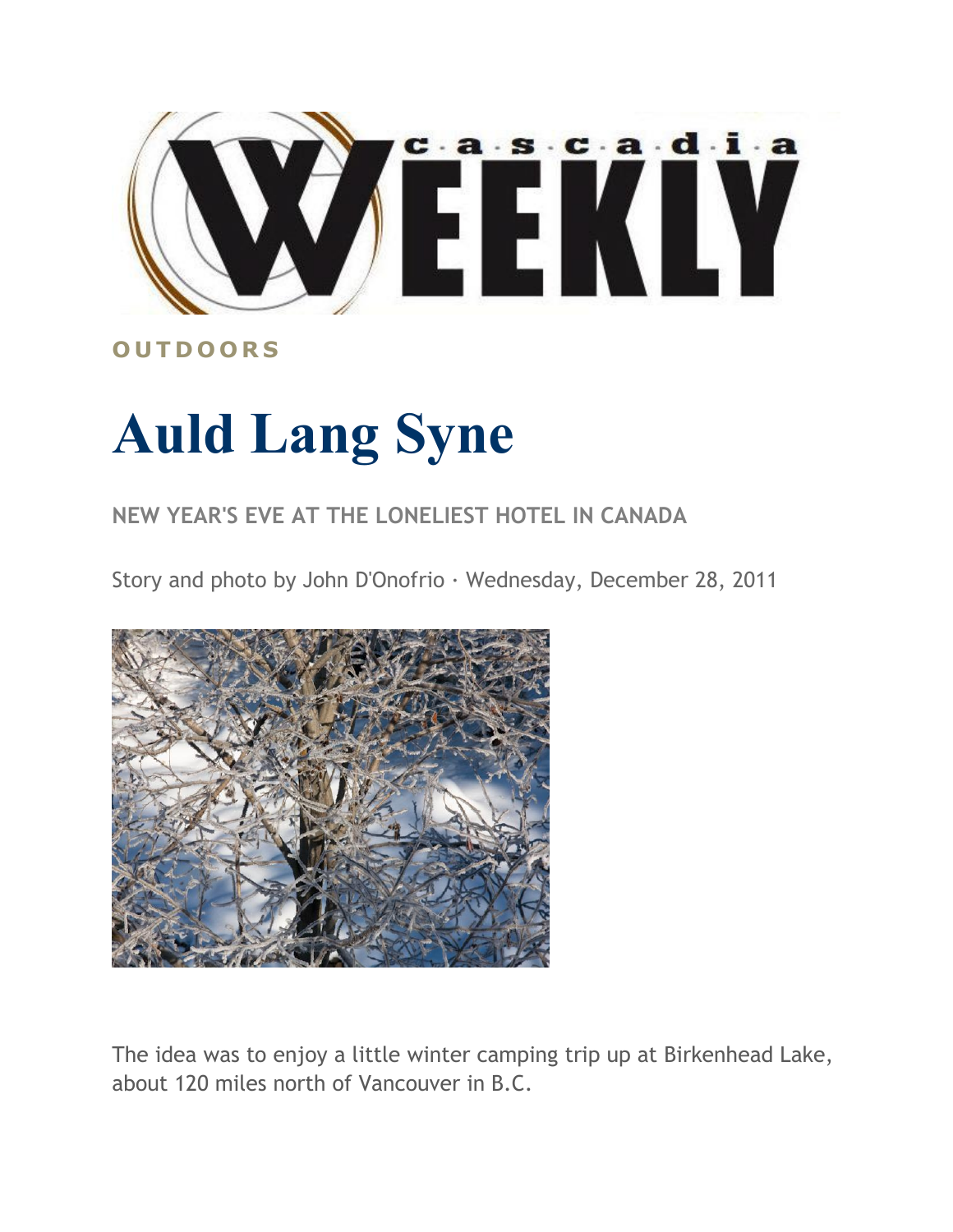Cascadia WEEKLY

OUTDOORS

# Auld Lang Syne

## NEW YEAR'S EVE AT THE LONELIEST HOTEL IN CANADA

Story and photo by John D'Onofrio · Wednesday, December 28, 2011

The idea was to enjoy a little winter camping trip up at Birkenhead Lake, about 120 miles north of Vancouver in B.C.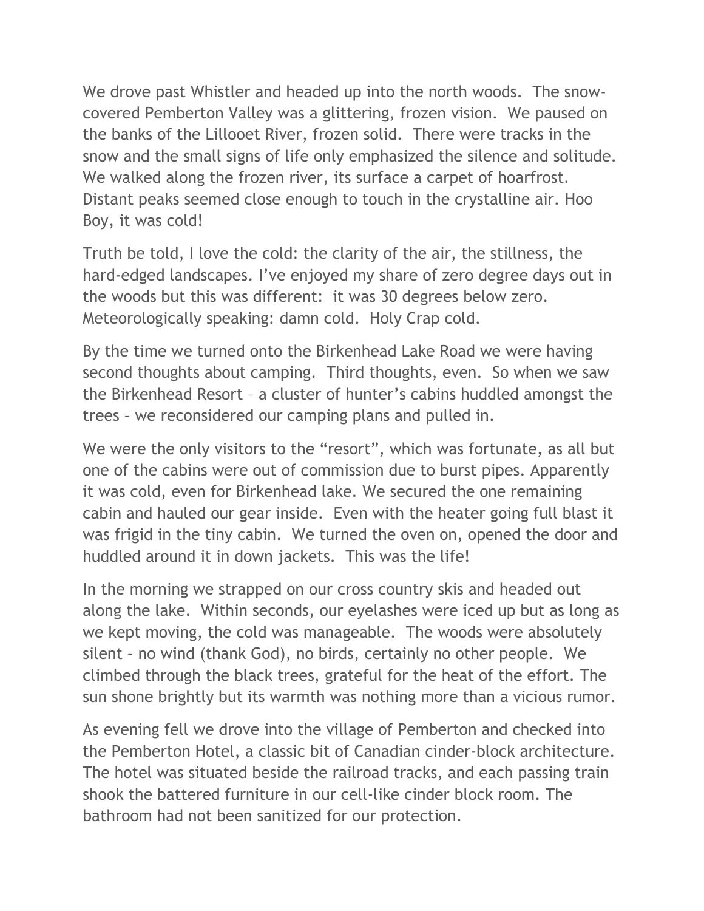We drove past Whistler and headed up into the north woods. The snow-covered Pemberton Valley was a glittering, frozen vision. We paused on the banks of the Lillooet River, frozen solid. There were tracks in the snow and the small signs of life only emphasized the silence and solitude. We walked along the frozen river, its surface a carpet of hoarfrost. Distant peaks seemed close enough to touch in the crystalline air. Hoo Boy, it was cold!

Truth be told, I love the cold: the clarity of the air, the stillness, the hard-edged landscapes. I've enjoyed my share of zero degree days out in the woods but this was different: it was 30 degrees below zero. Meteorologically speaking: damn cold. Holy Crap cold.

By the time we turned onto the Birkenhead Lake Road we were having second thoughts about camping. Third thoughts, even. So when we saw the Birkenhead Resort – a cluster of hunter's cabins huddled amongst the trees – we reconsidered our camping plans and pulled in.

We were the only visitors to the "resort", which was fortunate, as all but one of the cabins were out of commission due to burst pipes. Apparently it was cold, even for Birkenhead lake. We secured the one remaining cabin and hauled our gear inside. Even with the heater going full blast it was frigid in the tiny cabin. We turned the oven on, opened the door and huddled around it in down jackets. This was the life!

In the morning we strapped on our cross country skis and headed out along the lake. Within seconds, our eyelashes were iced up but as long as we kept moving, the cold was manageable. The woods were absolutely silent – no wind (thank God), no birds, certainly no other people. We climbed through the black trees, grateful for the heat of the effort. The sun shone brightly but its warmth was nothing more than a vicious rumor.

As evening fell we drove into the village of Pemberton and checked into the Pemberton Hotel, a classic bit of Canadian cinder-block architecture. The hotel was situated beside the railroad tracks, and each passing train shook the battered furniture in our cell-like cinder block room. The bathroom had not been sanitized for our protection.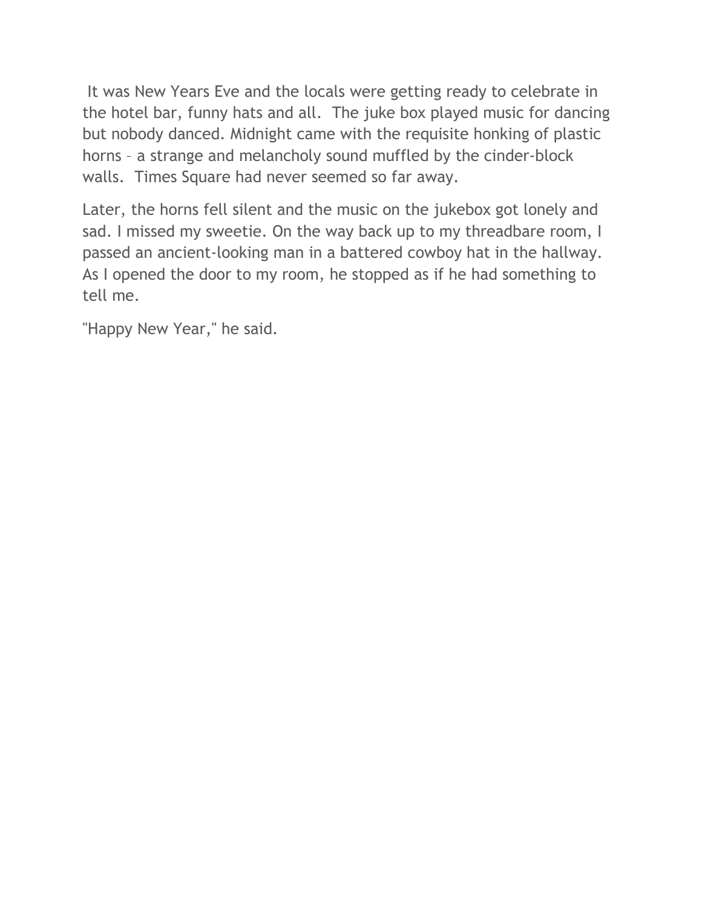It was New Years Eve and the locals were getting ready to celebrate in the hotel bar, funny hats and all. The juke box played music for dancing but nobody danced. Midnight came with the requisite honking of plastic horns – a strange and melancholy sound muffled by the cinder-block walls. Times Square had never seemed so far away.

Later, the horns fell silent and the music on the jukebox got lonely and sad. I missed my sweetie. On the way back up to my threadbare room, I passed an ancient-looking man in a battered cowboy hat in the hallway. As I opened the door to my room, he stopped as if he had something to tell me.

"Happy New Year," he said.